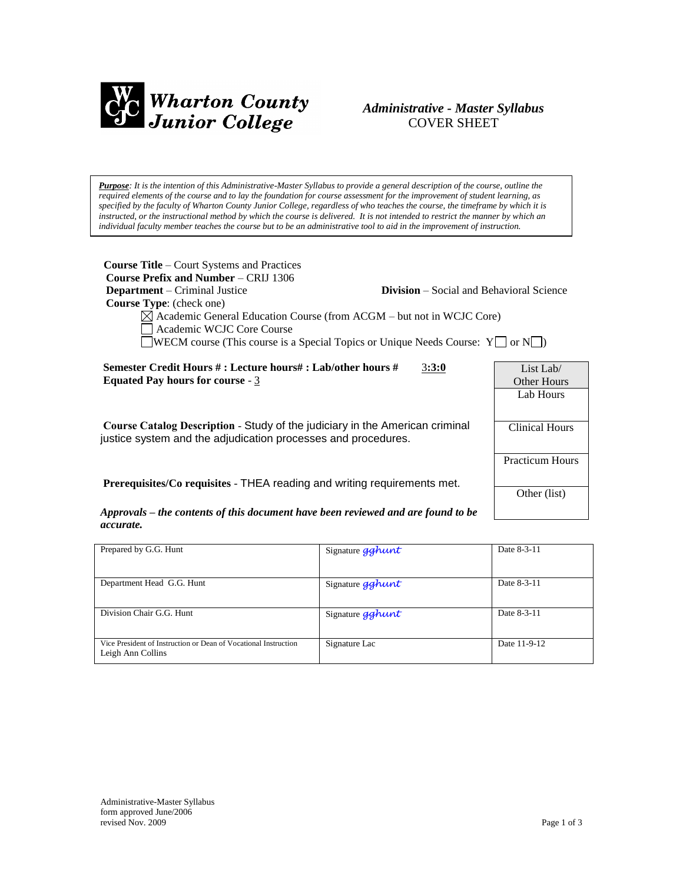**Wharton County Junior College**

***Administrative - Master Syllabus***
COVER SHEET

***Purpose****: It is the intention of this Administrative-Master Syllabus to provide a general description of the course, outline the required elements of the course and to lay the foundation for course assessment for the improvement of student learning, as specified by the faculty of Wharton County Junior College, regardless of who teaches the course, the timeframe by which it is instructed, or the instructional method by which the course is delivered. It is not intended to restrict the manner by which an individual faculty member teaches the course but to be an administrative tool to aid in the improvement of instruction.*

**Course Title** – Court Systems and Practices
**Course Prefix and Number** – CRIJ 1306
**Department** – Criminal Justice **Division** – Social and Behavioral Science
**Course Type**: (check one)

- ☒ Academic General Education Course (from ACGM – but not in WCJC Core)
- ☐ Academic WCJC Core Course
- ☐ WECM course (This course is a Special Topics or Unique Needs Course: Y☐ or N☐)

**Semester Credit Hours # : Lecture hours# : Lab/other hours #** 3:**3:0**
**Equated Pay hours for course** - 3

| List Lab/ Other Hours |
|---|
| Lab Hours |
| Clinical Hours |
| Practicum Hours |
| Other (list) |

**Course Catalog Description** - Study of the judiciary in the American criminal justice system and the adjudication processes and procedures.

**Prerequisites/Co requisites** - THEA reading and writing requirements met.

***Approvals – the contents of this document have been reviewed and are found to be accurate.***

| | | |
|---|---|---|
| Prepared by G.G. Hunt | Signature gghunt | Date 8-3-11 |
| Department Head G.G. Hunt | Signature gghunt | Date 8-3-11 |
| Division Chair G.G. Hunt | Signature gghunt | Date 8-3-11 |
| Vice President of Instruction or Dean of Vocational Instruction Leigh Ann Collins | Signature Lac | Date 11-9-12 |

Administrative-Master Syllabus
form approved June/2006
revised Nov. 2009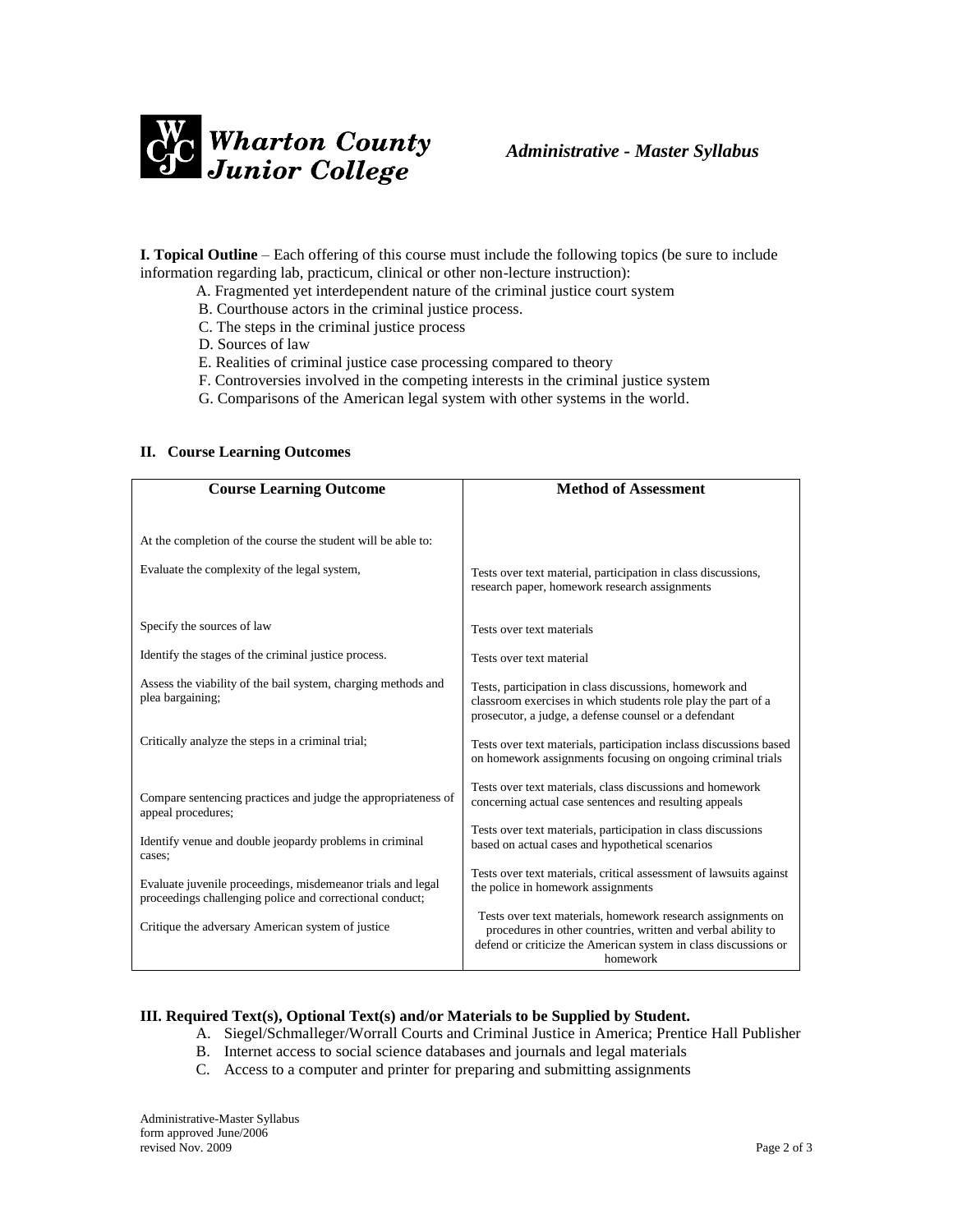**I. Topical Outline** – Each offering of this course must include the following topics (be sure to include information regarding lab, practicum, clinical or other non-lecture instruction):

A. Fragmented yet interdependent nature of the criminal justice court system
B. Courthouse actors in the criminal justice process.
C. The steps in the criminal justice process
D. Sources of law
E. Realities of criminal justice case processing compared to theory
F. Controversies involved in the competing interests in the criminal justice system
G. Comparisons of the American legal system with other systems in the world.

## II. Course Learning Outcomes

| Course Learning Outcome | Method of Assessment |
|---|---|
| At the completion of the course the student will be able to: | |
| Evaluate the complexity of the legal system, | Tests over text material, participation in class discussions, research paper, homework research assignments |
| Specify the sources of law | Tests over text materials |
| Identify the stages of the criminal justice process. | Tests over text material |
| Assess the viability of the bail system, charging methods and plea bargaining; | Tests, participation in class discussions, homework and classroom exercises in which students role play the part of a prosecutor, a judge, a defense counsel or a defendant |
| Critically analyze the steps in a criminal trial; | Tests over text materials, participation inclass discussions based on homework assignments focusing on ongoing criminal trials |
| Compare sentencing practices and judge the appropriateness of appeal procedures; | Tests over text materials, class discussions and homework concerning actual case sentences and resulting appeals |
| Identify venue and double jeopardy problems in criminal cases; | Tests over text materials, participation in class discussions based on actual cases and hypothetical scenarios |
| Evaluate juvenile proceedings, misdemeanor trials and legal proceedings challenging police and correctional conduct; | Tests over text materials, critical assessment of lawsuits against the police in homework assignments |
| Critique the adversary American system of justice | Tests over text materials, homework research assignments on procedures in other countries, written and verbal ability to defend or criticize the American system in class discussions or homework |

**III. Required Text(s), Optional Text(s) and/or Materials to be Supplied by Student.**

A. Siegel/Schmalleger/Worrall Courts and Criminal Justice in America; Prentice Hall Publisher
B. Internet access to social science databases and journals and legal materials
C. Access to a computer and printer for preparing and submitting assignments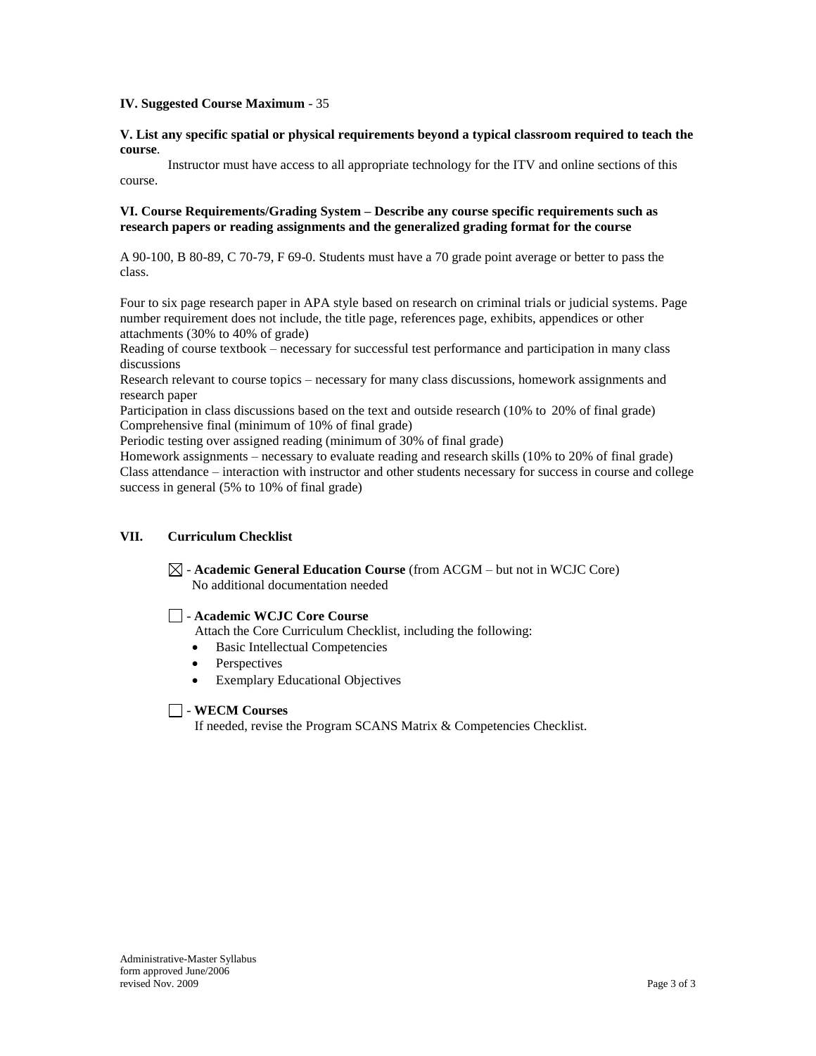**IV. Suggested Course Maximum** - 35

**V. List any specific spatial or physical requirements beyond a typical classroom required to teach the course**.

Instructor must have access to all appropriate technology for the ITV and online sections of this course.

**VI. Course Requirements/Grading System – Describe any course specific requirements such as research papers or reading assignments and the generalized grading format for the course**

A 90-100, B 80-89, C 70-79, F 69-0. Students must have a 70 grade point average or better to pass the class.

Four to six page research paper in APA style based on research on criminal trials or judicial systems. Page number requirement does not include, the title page, references page, exhibits, appendices or other attachments (30% to 40% of grade)
Reading of course textbook – necessary for successful test performance and participation in many class discussions
Research relevant to course topics – necessary for many class discussions, homework assignments and research paper
Participation in class discussions based on the text and outside research (10% to 20% of final grade)
Comprehensive final (minimum of 10% of final grade)
Periodic testing over assigned reading (minimum of 30% of final grade)
Homework assignments – necessary to evaluate reading and research skills (10% to 20% of final grade)
Class attendance – interaction with instructor and other students necessary for success in course and college success in general (5% to 10% of final grade)

**VII. Curriculum Checklist**

☒ - **Academic General Education Course** (from ACGM – but not in WCJC Core)
No additional documentation needed

☐ - **Academic WCJC Core Course**
Attach the Core Curriculum Checklist, including the following:

- Basic Intellectual Competencies
- Perspectives
- Exemplary Educational Objectives

☐ - **WECM Courses**
If needed, revise the Program SCANS Matrix & Competencies Checklist.

Administrative-Master Syllabus
form approved June/2006
revised Nov. 2009